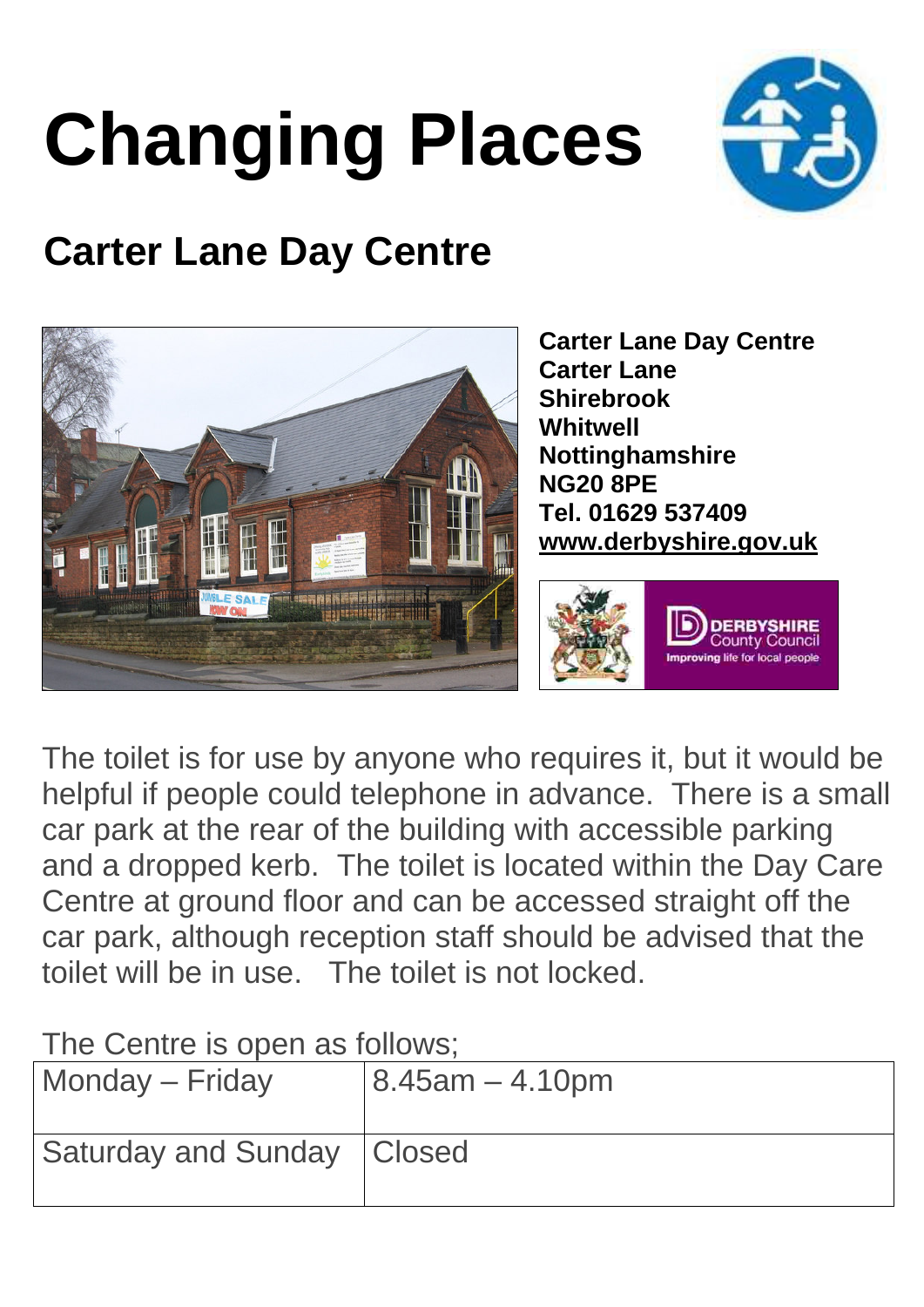# Changing Places

## Carter Lane Day Centre

**Carter Lane Day Centre**
**Carter Lane**
**Shirebrook**
**Whitwell**
**Nottinghamshire**
**NG20 8PE**
**Tel. 01629 537409**
**www.derbyshire.gov.uk**

DERBYSHIRE County Council
Improving life for local people

The toilet is for use by anyone who requires it, but it would be helpful if people could telephone in advance. There is a small car park at the rear of the building with accessible parking and a dropped kerb. The toilet is located within the Day Care Centre at ground floor and can be accessed straight off the car park, although reception staff should be advised that the toilet will be in use. The toilet is not locked.

The Centre is open as follows;

| | |
|---|---|
| Monday – Friday | 8.45am – 4.10pm |
| Saturday and Sunday | Closed |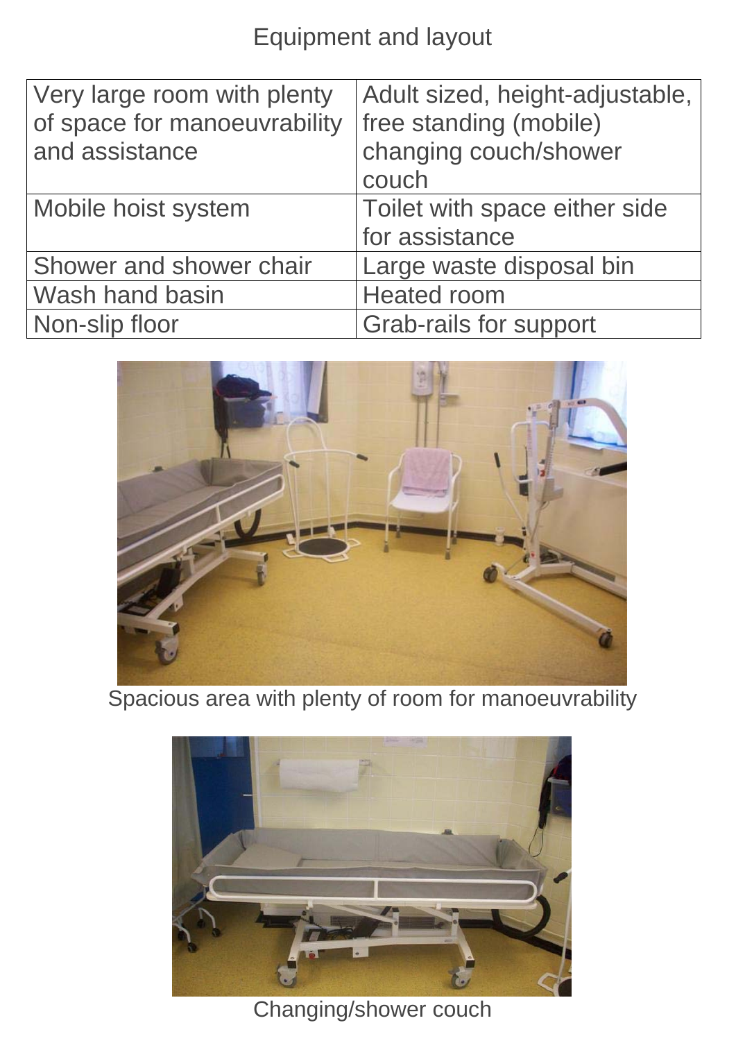# Equipment and layout

| Very large room with plenty of space for manoeuvrability and assistance | Adult sized, height-adjustable, free standing (mobile) changing couch/shower couch |
| --- | --- |
| Mobile hoist system | Toilet with space either side for assistance |
| Shower and shower chair | Large waste disposal bin |
| Wash hand basin | Heated room |
| Non-slip floor | Grab-rails for support |

Spacious area with plenty of room for manoeuvrability

Changing/shower couch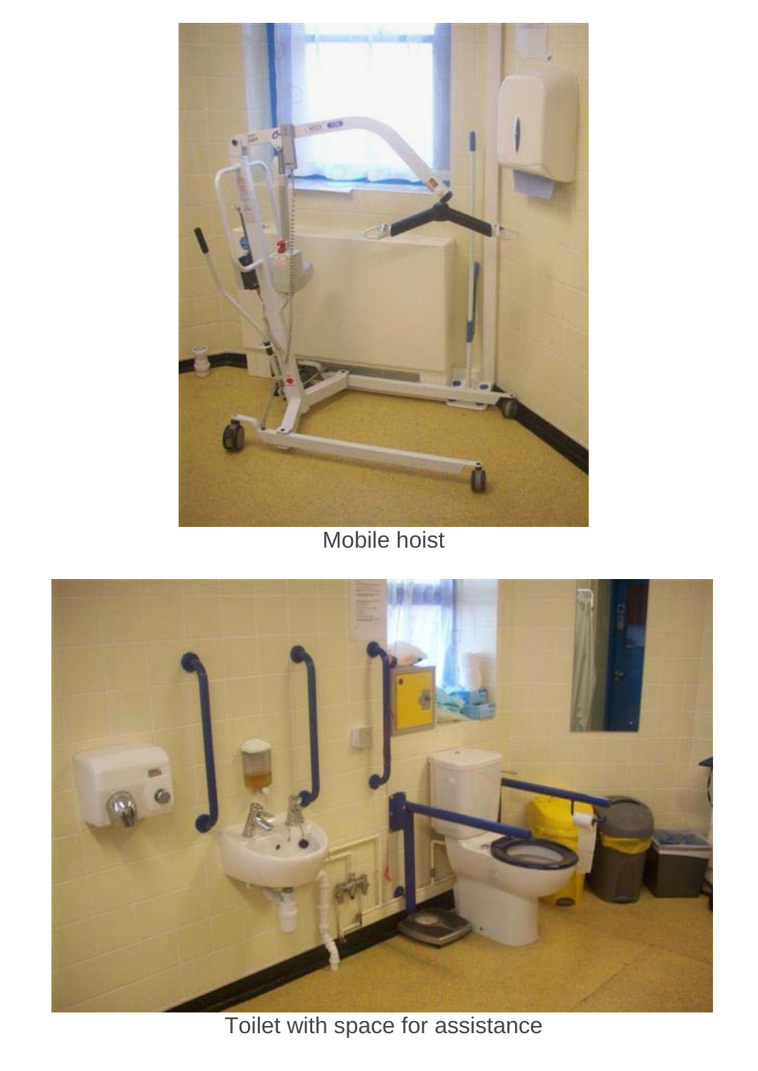Mobile hoist

Toilet with space for assistance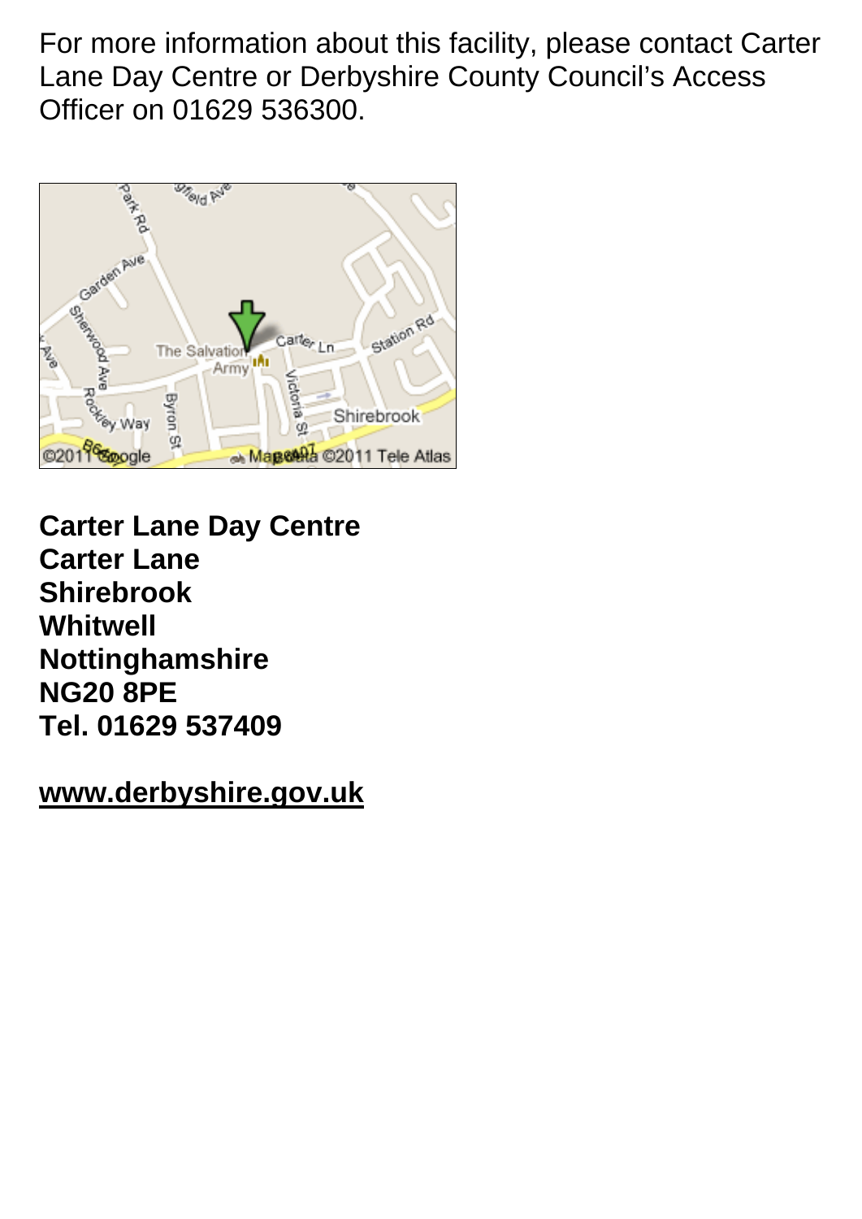For more information about this facility, please contact Carter Lane Day Centre or Derbyshire County Council's Access Officer on 01629 536300.

**Carter Lane Day Centre**
**Carter Lane**
**Shirebrook**
**Whitwell**
**Nottinghamshire**
**NG20 8PE**
**Tel. 01629 537409**

**www.derbyshire.gov.uk**